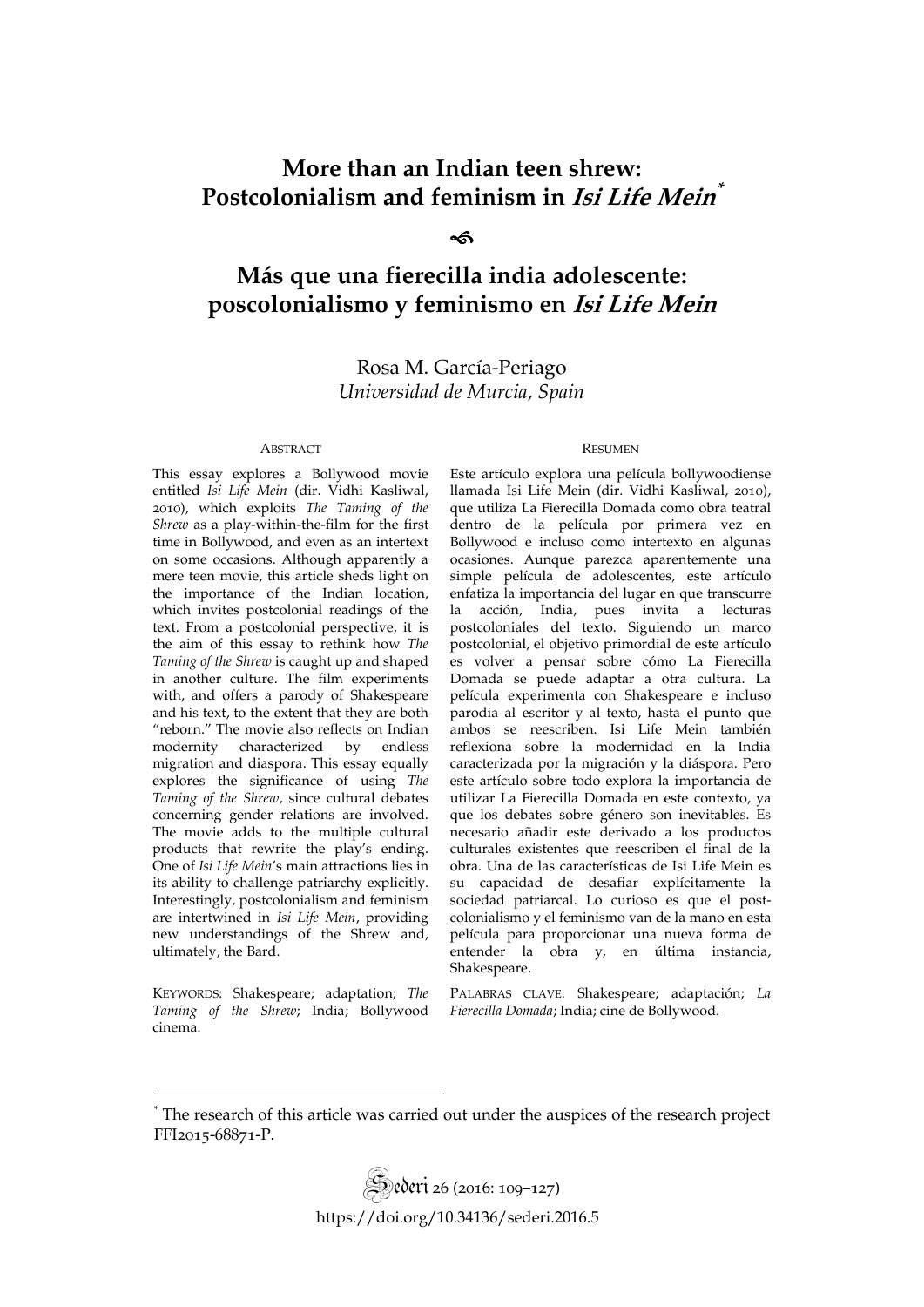# More than an Indian teen shrew: Postcolonialism and feminism in *Isi Life Mein*[*]

# Más que una fierecilla india adolescente: poscolonialismo y feminismo en *Isi Life Mein*

Rosa M. García-Periago
*Universidad de Murcia, Spain*

## Abstract

This essay explores a Bollywood movie entitled *Isi Life Mein* (dir. Vidhi Kasliwal, 2010), which exploits *The Taming of the Shrew* as a play-within-the-film for the first time in Bollywood, and even as an intertext on some occasions. Although apparently a mere teen movie, this article sheds light on the importance of the Indian location, which invites postcolonial readings of the text. From a postcolonial perspective, it is the aim of this essay to rethink how *The Taming of the Shrew* is caught up and shaped in another culture. The film experiments with, and offers a parody of Shakespeare and his text, to the extent that they are both "reborn." The movie also reflects on Indian modernity characterized by endless migration and diaspora. This essay equally explores the significance of using *The Taming of the Shrew*, since cultural debates concerning gender relations are involved. The movie adds to the multiple cultural products that rewrite the play's ending. One of *Isi Life Mein*'s main attractions lies in its ability to challenge patriarchy explicitly. Interestingly, postcolonialism and feminism are intertwined in *Isi Life Mein*, providing new understandings of the Shrew and, ultimately, the Bard.

KEYWORDS: Shakespeare; adaptation; *The Taming of the Shrew*; India; Bollywood cinema.

## Resumen

Este artículo explora una película bollywoodiense llamada Isi Life Mein (dir. Vidhi Kasliwal, 2010), que utiliza La Fierecilla Domada como obra teatral dentro de la película por primera vez en Bollywood e incluso como intertexto en algunas ocasiones. Aunque parezca aparentemente una simple película de adolescentes, este artículo enfatiza la importancia del lugar en que transcurre la acción, India, pues invita a lecturas postcoloniales del texto. Siguiendo un marco postcolonial, el objetivo primordial de este artículo es volver a pensar sobre cómo La Fierecilla Domada se puede adaptar a otra cultura. La película experimenta con Shakespeare e incluso parodia al escritor y al texto, hasta el punto que ambos se reescriben. Isi Life Mein también reflexiona sobre la modernidad en la India caracterizada por la migración y la diáspora. Pero este artículo sobre todo explora la importancia de utilizar La Fierecilla Domada en este contexto, ya que los debates sobre género son inevitables. Es necesario añadir este derivado a los productos culturales existentes que reescriben el final de la obra. Una de las características de Isi Life Mein es su capacidad de desafiar explícitamente la sociedad patriarcal. Lo curioso es que el post-colonialismo y el feminismo van de la mano en esta película para proporcionar una nueva forma de entender la obra y, en última instancia, Shakespeare.

PALABRAS CLAVE: Shakespeare; adaptación; *La Fierecilla Domada*; India; cine de Bollywood.

[*] The research of this article was carried out under the auspices of the research project FFI2015-68871-P.

https://doi.org/10.34136/sederi.2016.5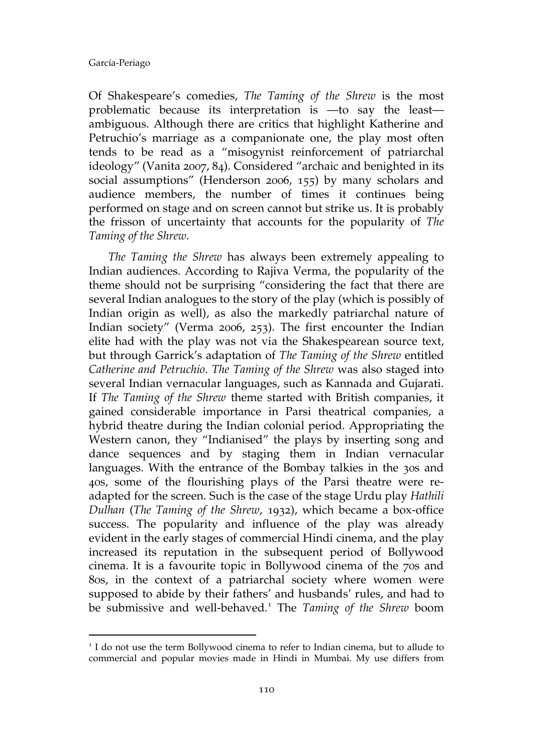Of Shakespeare's comedies, *The Taming of the Shrew* is the most problematic because its interpretation is —to say the least— ambiguous. Although there are critics that highlight Katherine and Petruchio's marriage as a companionate one, the play most often tends to be read as a "misogynist reinforcement of patriarchal ideology" (Vanita 2007, 84). Considered "archaic and benighted in its social assumptions" (Henderson 2006, 155) by many scholars and audience members, the number of times it continues being performed on stage and on screen cannot but strike us. It is probably the frisson of uncertainty that accounts for the popularity of *The Taming of the Shrew*.

*The Taming the Shrew* has always been extremely appealing to Indian audiences. According to Rajiva Verma, the popularity of the theme should not be surprising "considering the fact that there are several Indian analogues to the story of the play (which is possibly of Indian origin as well), as also the markedly patriarchal nature of Indian society" (Verma 2006, 253). The first encounter the Indian elite had with the play was not via the Shakespearean source text, but through Garrick's adaptation of *The Taming of the Shrew* entitled *Catherine and Petruchio*. *The Taming of the Shrew* was also staged into several Indian vernacular languages, such as Kannada and Gujarati. If *The Taming of the Shrew* theme started with British companies, it gained considerable importance in Parsi theatrical companies, a hybrid theatre during the Indian colonial period. Appropriating the Western canon, they "Indianised" the plays by inserting song and dance sequences and by staging them in Indian vernacular languages. With the entrance of the Bombay talkies in the 30s and 40s, some of the flourishing plays of the Parsi theatre were re-adapted for the screen. Such is the case of the stage Urdu play *Hathili Dulhan* (*The Taming of the Shrew*, 1932), which became a box-office success. The popularity and influence of the play was already evident in the early stages of commercial Hindi cinema, and the play increased its reputation in the subsequent period of Bollywood cinema. It is a favourite topic in Bollywood cinema of the 70s and 80s, in the context of a patriarchal society where women were supposed to abide by their fathers' and husbands' rules, and had to be submissive and well-behaved.[1] The *Taming of the Shrew* boom

[1] I do not use the term Bollywood cinema to refer to Indian cinema, but to allude to commercial and popular movies made in Hindi in Mumbai. My use differs from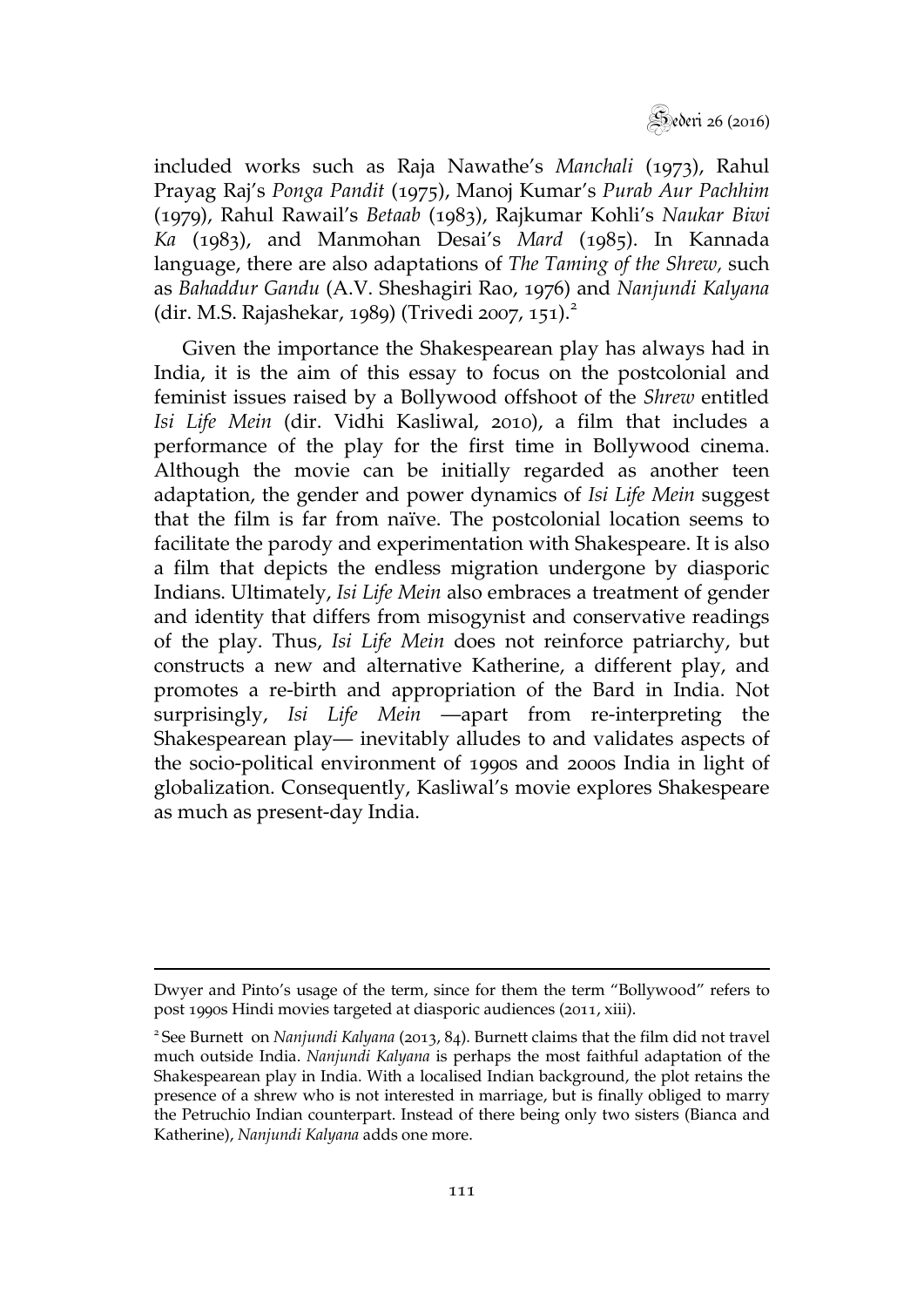included works such as Raja Nawathe's *Manchali* (1973), Rahul Prayag Raj's *Ponga Pandit* (1975), Manoj Kumar's *Purab Aur Pachhim* (1979), Rahul Rawail's *Betaab* (1983), Rajkumar Kohli's *Naukar Biwi Ka* (1983), and Manmohan Desai's *Mard* (1985). In Kannada language, there are also adaptations of *The Taming of the Shrew,* such as *Bahaddur Gandu* (A.V. Sheshagiri Rao, 1976) and *Nanjundi Kalyana* (dir. M.S. Rajashekar, 1989) (Trivedi 2007, 151).[2]

Given the importance the Shakespearean play has always had in India, it is the aim of this essay to focus on the postcolonial and feminist issues raised by a Bollywood offshoot of the *Shrew* entitled *Isi Life Mein* (dir. Vidhi Kasliwal, 2010), a film that includes a performance of the play for the first time in Bollywood cinema. Although the movie can be initially regarded as another teen adaptation, the gender and power dynamics of *Isi Life Mein* suggest that the film is far from naïve. The postcolonial location seems to facilitate the parody and experimentation with Shakespeare. It is also a film that depicts the endless migration undergone by diasporic Indians. Ultimately, *Isi Life Mein* also embraces a treatment of gender and identity that differs from misogynist and conservative readings of the play. Thus, *Isi Life Mein* does not reinforce patriarchy, but constructs a new and alternative Katherine, a different play, and promotes a re-birth and appropriation of the Bard in India. Not surprisingly, *Isi Life Mein* —apart from re-interpreting the Shakespearean play— inevitably alludes to and validates aspects of the socio-political environment of 1990s and 2000s India in light of globalization. Consequently, Kasliwal's movie explores Shakespeare as much as present-day India.

---

Dwyer and Pinto's usage of the term, since for them the term "Bollywood" refers to post 1990s Hindi movies targeted at diasporic audiences (2011, xiii).

[2] See Burnett on *Nanjundi Kalyana* (2013, 84). Burnett claims that the film did not travel much outside India. *Nanjundi Kalyana* is perhaps the most faithful adaptation of the Shakespearean play in India. With a localised Indian background, the plot retains the presence of a shrew who is not interested in marriage, but is finally obliged to marry the Petruchio Indian counterpart. Instead of there being only two sisters (Bianca and Katherine), *Nanjundi Kalyana* adds one more.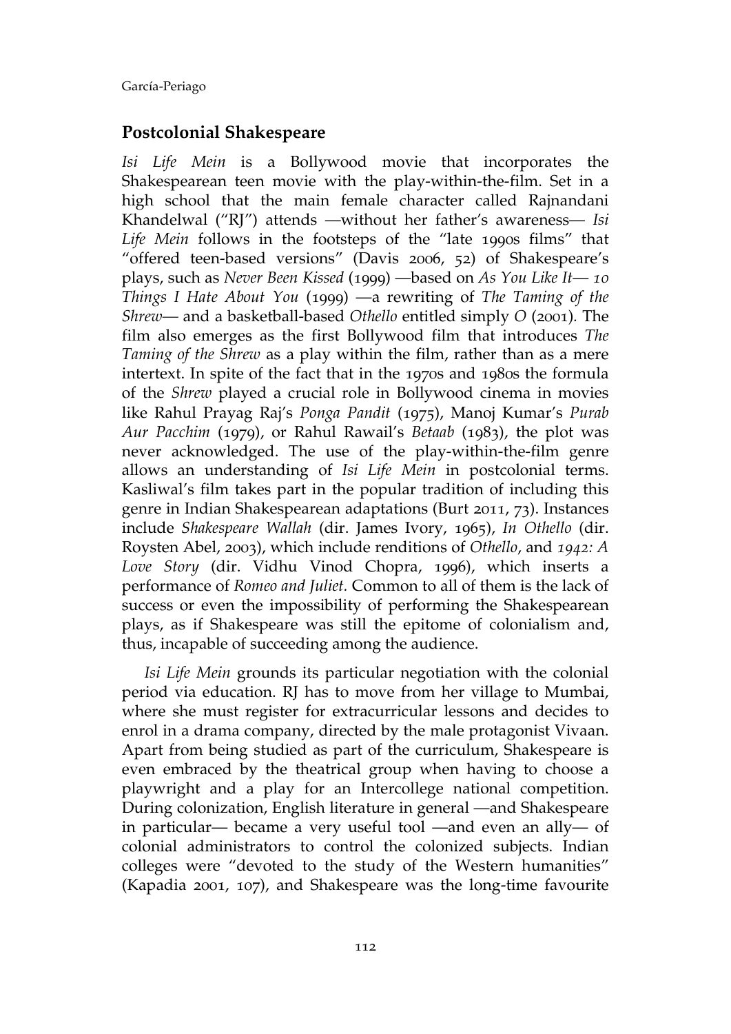## Postcolonial Shakespeare

*Isi Life Mein* is a Bollywood movie that incorporates the Shakespearean teen movie with the play-within-the-film. Set in a high school that the main female character called Rajnandani Khandelwal ("RJ") attends —without her father's awareness— *Isi Life Mein* follows in the footsteps of the "late 1990s films" that "offered teen-based versions" (Davis 2006, 52) of Shakespeare's plays, such as *Never Been Kissed* (1999) —based on *As You Like It*— *10 Things I Hate About You* (1999) —a rewriting of *The Taming of the Shrew*— and a basketball-based *Othello* entitled simply *O* (2001). The film also emerges as the first Bollywood film that introduces *The Taming of the Shrew* as a play within the film, rather than as a mere intertext. In spite of the fact that in the 1970s and 1980s the formula of the *Shrew* played a crucial role in Bollywood cinema in movies like Rahul Prayag Raj's *Ponga Pandit* (1975), Manoj Kumar's *Purab Aur Pacchim* (1979), or Rahul Rawail's *Betaab* (1983), the plot was never acknowledged. The use of the play-within-the-film genre allows an understanding of *Isi Life Mein* in postcolonial terms. Kasliwal's film takes part in the popular tradition of including this genre in Indian Shakespearean adaptations (Burt 2011, 73). Instances include *Shakespeare Wallah* (dir. James Ivory, 1965), *In Othello* (dir. Roysten Abel, 2003), which include renditions of *Othello*, and *1942: A Love Story* (dir. Vidhu Vinod Chopra, 1996), which inserts a performance of *Romeo and Juliet*. Common to all of them is the lack of success or even the impossibility of performing the Shakespearean plays, as if Shakespeare was still the epitome of colonialism and, thus, incapable of succeeding among the audience.

*Isi Life Mein* grounds its particular negotiation with the colonial period via education. RJ has to move from her village to Mumbai, where she must register for extracurricular lessons and decides to enrol in a drama company, directed by the male protagonist Vivaan. Apart from being studied as part of the curriculum, Shakespeare is even embraced by the theatrical group when having to choose a playwright and a play for an Intercollege national competition. During colonization, English literature in general —and Shakespeare in particular— became a very useful tool —and even an ally— of colonial administrators to control the colonized subjects. Indian colleges were "devoted to the study of the Western humanities" (Kapadia 2001, 107), and Shakespeare was the long-time favourite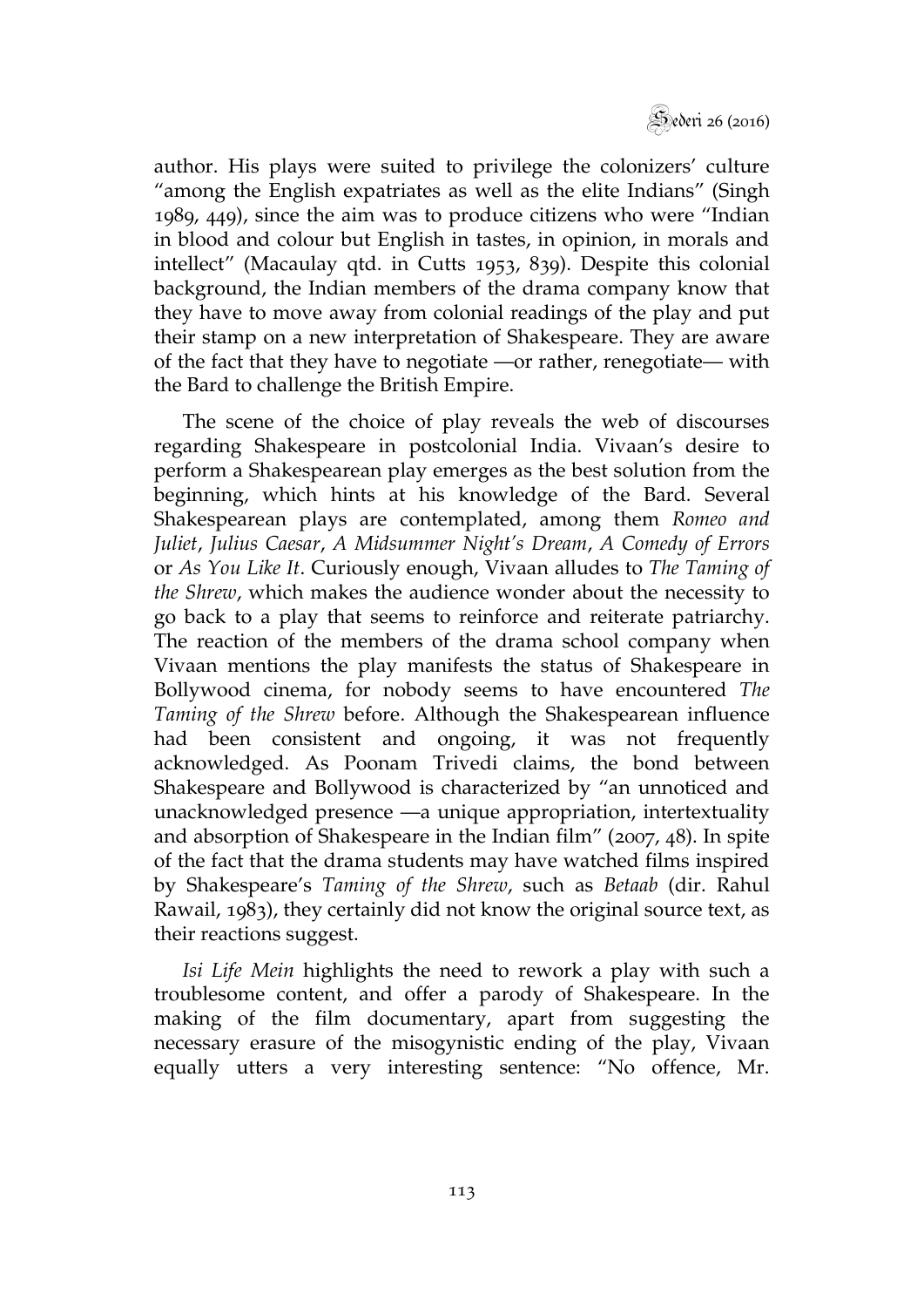author. His plays were suited to privilege the colonizers' culture "among the English expatriates as well as the elite Indians" (Singh 1989, 449), since the aim was to produce citizens who were "Indian in blood and colour but English in tastes, in opinion, in morals and intellect" (Macaulay qtd. in Cutts 1953, 839). Despite this colonial background, the Indian members of the drama company know that they have to move away from colonial readings of the play and put their stamp on a new interpretation of Shakespeare. They are aware of the fact that they have to negotiate —or rather, renegotiate— with the Bard to challenge the British Empire.

The scene of the choice of play reveals the web of discourses regarding Shakespeare in postcolonial India. Vivaan's desire to perform a Shakespearean play emerges as the best solution from the beginning, which hints at his knowledge of the Bard. Several Shakespearean plays are contemplated, among them *Romeo and Juliet*, *Julius Caesar*, *A Midsummer Night's Dream*, *A Comedy of Errors* or *As You Like It*. Curiously enough, Vivaan alludes to *The Taming of the Shrew*, which makes the audience wonder about the necessity to go back to a play that seems to reinforce and reiterate patriarchy. The reaction of the members of the drama school company when Vivaan mentions the play manifests the status of Shakespeare in Bollywood cinema, for nobody seems to have encountered *The Taming of the Shrew* before. Although the Shakespearean influence had been consistent and ongoing, it was not frequently acknowledged. As Poonam Trivedi claims, the bond between Shakespeare and Bollywood is characterized by "an unnoticed and unacknowledged presence —a unique appropriation, intertextuality and absorption of Shakespeare in the Indian film" (2007, 48). In spite of the fact that the drama students may have watched films inspired by Shakespeare's *Taming of the Shrew*, such as *Betaab* (dir. Rahul Rawail, 1983), they certainly did not know the original source text, as their reactions suggest.

*Isi Life Mein* highlights the need to rework a play with such a troublesome content, and offer a parody of Shakespeare. In the making of the film documentary, apart from suggesting the necessary erasure of the misogynistic ending of the play, Vivaan equally utters a very interesting sentence: "No offence, Mr.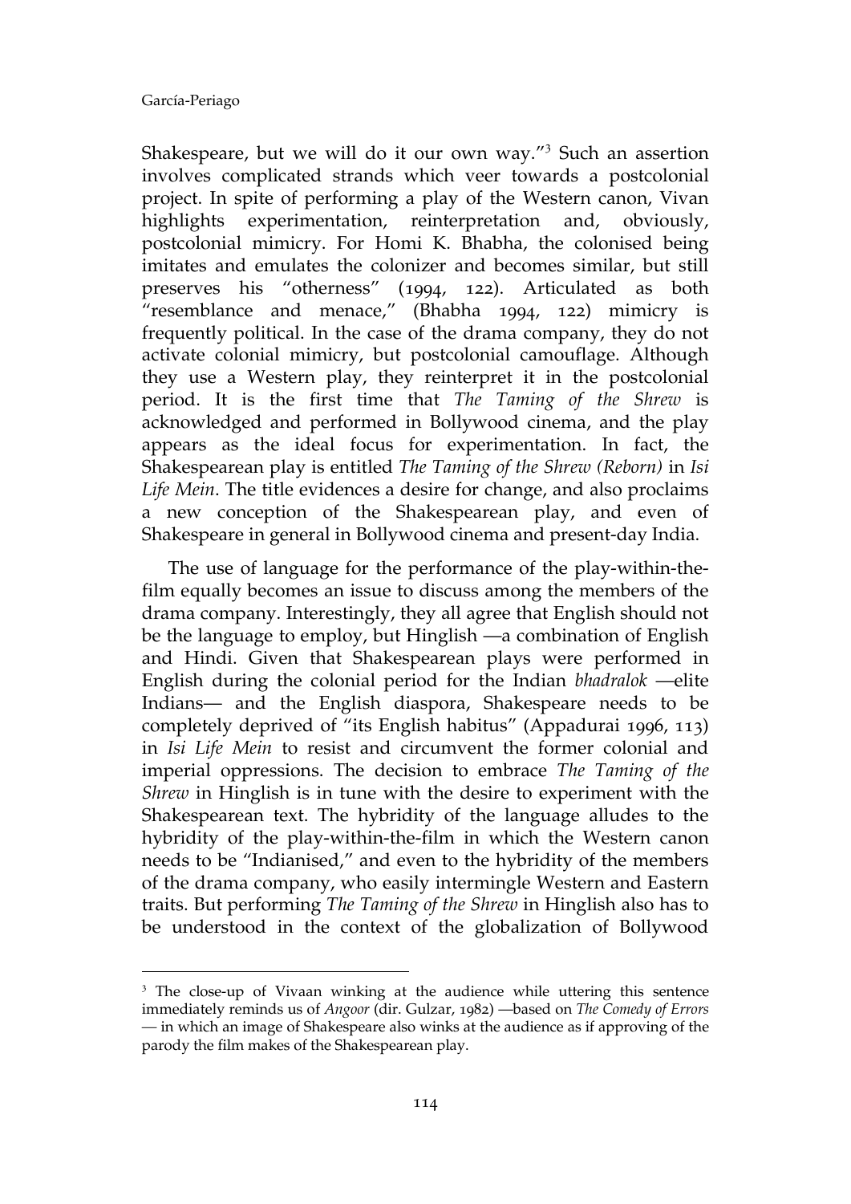Shakespeare, but we will do it our own way."[3] Such an assertion involves complicated strands which veer towards a postcolonial project. In spite of performing a play of the Western canon, Vivan highlights experimentation, reinterpretation and, obviously, postcolonial mimicry. For Homi K. Bhabha, the colonised being imitates and emulates the colonizer and becomes similar, but still preserves his "otherness" (1994, 122). Articulated as both "resemblance and menace," (Bhabha 1994, 122) mimicry is frequently political. In the case of the drama company, they do not activate colonial mimicry, but postcolonial camouflage. Although they use a Western play, they reinterpret it in the postcolonial period. It is the first time that *The Taming of the Shrew* is acknowledged and performed in Bollywood cinema, and the play appears as the ideal focus for experimentation. In fact, the Shakespearean play is entitled *The Taming of the Shrew (Reborn)* in *Isi Life Mein*. The title evidences a desire for change, and also proclaims a new conception of the Shakespearean play, and even of Shakespeare in general in Bollywood cinema and present-day India.

The use of language for the performance of the play-within-the-film equally becomes an issue to discuss among the members of the drama company. Interestingly, they all agree that English should not be the language to employ, but Hinglish —a combination of English and Hindi. Given that Shakespearean plays were performed in English during the colonial period for the Indian *bhadralok* —elite Indians— and the English diaspora, Shakespeare needs to be completely deprived of "its English habitus" (Appadurai 1996, 113) in *Isi Life Mein* to resist and circumvent the former colonial and imperial oppressions. The decision to embrace *The Taming of the Shrew* in Hinglish is in tune with the desire to experiment with the Shakespearean text. The hybridity of the language alludes to the hybridity of the play-within-the-film in which the Western canon needs to be "Indianised," and even to the hybridity of the members of the drama company, who easily intermingle Western and Eastern traits. But performing *The Taming of the Shrew* in Hinglish also has to be understood in the context of the globalization of Bollywood

---

[3] The close-up of Vivaan winking at the audience while uttering this sentence immediately reminds us of *Angoor* (dir. Gulzar, 1982) —based on *The Comedy of Errors* — in which an image of Shakespeare also winks at the audience as if approving of the parody the film makes of the Shakespearean play.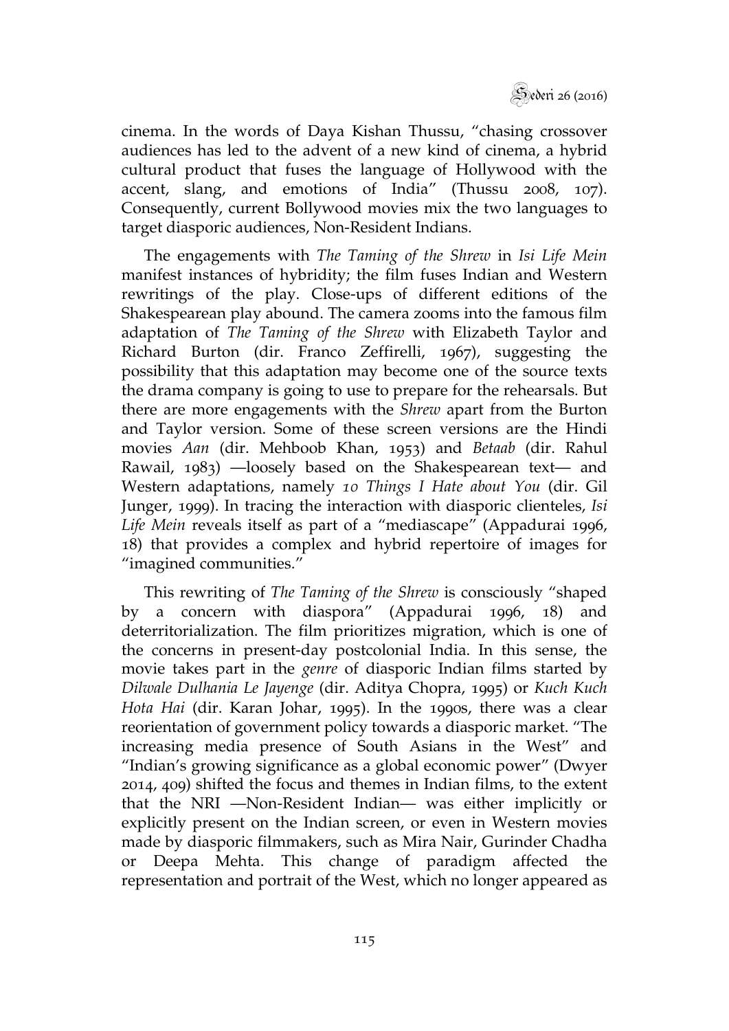cinema. In the words of Daya Kishan Thussu, "chasing crossover audiences has led to the advent of a new kind of cinema, a hybrid cultural product that fuses the language of Hollywood with the accent, slang, and emotions of India" (Thussu 2008, 107). Consequently, current Bollywood movies mix the two languages to target diasporic audiences, Non-Resident Indians.

The engagements with *The Taming of the Shrew* in *Isi Life Mein* manifest instances of hybridity; the film fuses Indian and Western rewritings of the play. Close-ups of different editions of the Shakespearean play abound. The camera zooms into the famous film adaptation of *The Taming of the Shrew* with Elizabeth Taylor and Richard Burton (dir. Franco Zeffirelli, 1967), suggesting the possibility that this adaptation may become one of the source texts the drama company is going to use to prepare for the rehearsals. But there are more engagements with the *Shrew* apart from the Burton and Taylor version. Some of these screen versions are the Hindi movies *Aan* (dir. Mehboob Khan, 1953) and *Betaab* (dir. Rahul Rawail, 1983) —loosely based on the Shakespearean text— and Western adaptations, namely *10 Things I Hate about You* (dir. Gil Junger, 1999). In tracing the interaction with diasporic clienteles, *Isi Life Mein* reveals itself as part of a "mediascape" (Appadurai 1996, 18) that provides a complex and hybrid repertoire of images for "imagined communities."

This rewriting of *The Taming of the Shrew* is consciously "shaped by a concern with diaspora" (Appadurai 1996, 18) and deterritorialization. The film prioritizes migration, which is one of the concerns in present-day postcolonial India. In this sense, the movie takes part in the *genre* of diasporic Indian films started by *Dilwale Dulhania Le Jayenge* (dir. Aditya Chopra, 1995) or *Kuch Kuch Hota Hai* (dir. Karan Johar, 1995). In the 1990s, there was a clear reorientation of government policy towards a diasporic market. "The increasing media presence of South Asians in the West" and "Indian's growing significance as a global economic power" (Dwyer 2014, 409) shifted the focus and themes in Indian films, to the extent that the NRI —Non-Resident Indian— was either implicitly or explicitly present on the Indian screen, or even in Western movies made by diasporic filmmakers, such as Mira Nair, Gurinder Chadha or Deepa Mehta. This change of paradigm affected the representation and portrait of the West, which no longer appeared as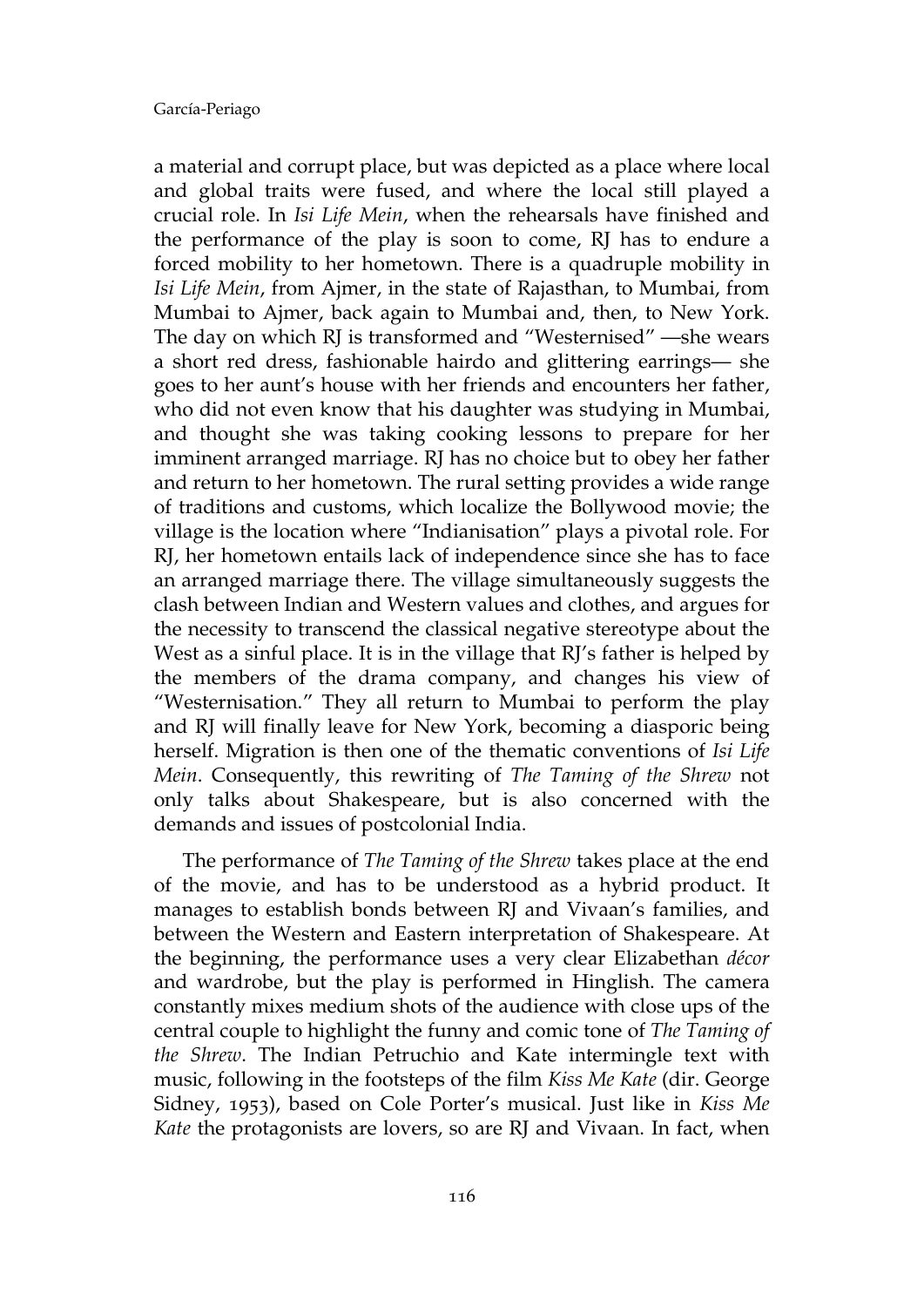a material and corrupt place, but was depicted as a place where local and global traits were fused, and where the local still played a crucial role. In *Isi Life Mein*, when the rehearsals have finished and the performance of the play is soon to come, RJ has to endure a forced mobility to her hometown. There is a quadruple mobility in *Isi Life Mein*, from Ajmer, in the state of Rajasthan, to Mumbai, from Mumbai to Ajmer, back again to Mumbai and, then, to New York. The day on which RJ is transformed and "Westernised" —she wears a short red dress, fashionable hairdo and glittering earrings— she goes to her aunt's house with her friends and encounters her father, who did not even know that his daughter was studying in Mumbai, and thought she was taking cooking lessons to prepare for her imminent arranged marriage. RJ has no choice but to obey her father and return to her hometown. The rural setting provides a wide range of traditions and customs, which localize the Bollywood movie; the village is the location where "Indianisation" plays a pivotal role. For RJ, her hometown entails lack of independence since she has to face an arranged marriage there. The village simultaneously suggests the clash between Indian and Western values and clothes, and argues for the necessity to transcend the classical negative stereotype about the West as a sinful place. It is in the village that RJ's father is helped by the members of the drama company, and changes his view of "Westernisation." They all return to Mumbai to perform the play and RJ will finally leave for New York, becoming a diasporic being herself. Migration is then one of the thematic conventions of *Isi Life Mein*. Consequently, this rewriting of *The Taming of the Shrew* not only talks about Shakespeare, but is also concerned with the demands and issues of postcolonial India.

The performance of *The Taming of the Shrew* takes place at the end of the movie, and has to be understood as a hybrid product. It manages to establish bonds between RJ and Vivaan's families, and between the Western and Eastern interpretation of Shakespeare. At the beginning, the performance uses a very clear Elizabethan *décor* and wardrobe, but the play is performed in Hinglish. The camera constantly mixes medium shots of the audience with close ups of the central couple to highlight the funny and comic tone of *The Taming of the Shrew*. The Indian Petruchio and Kate intermingle text with music, following in the footsteps of the film *Kiss Me Kate* (dir. George Sidney, 1953), based on Cole Porter's musical. Just like in *Kiss Me Kate* the protagonists are lovers, so are RJ and Vivaan. In fact, when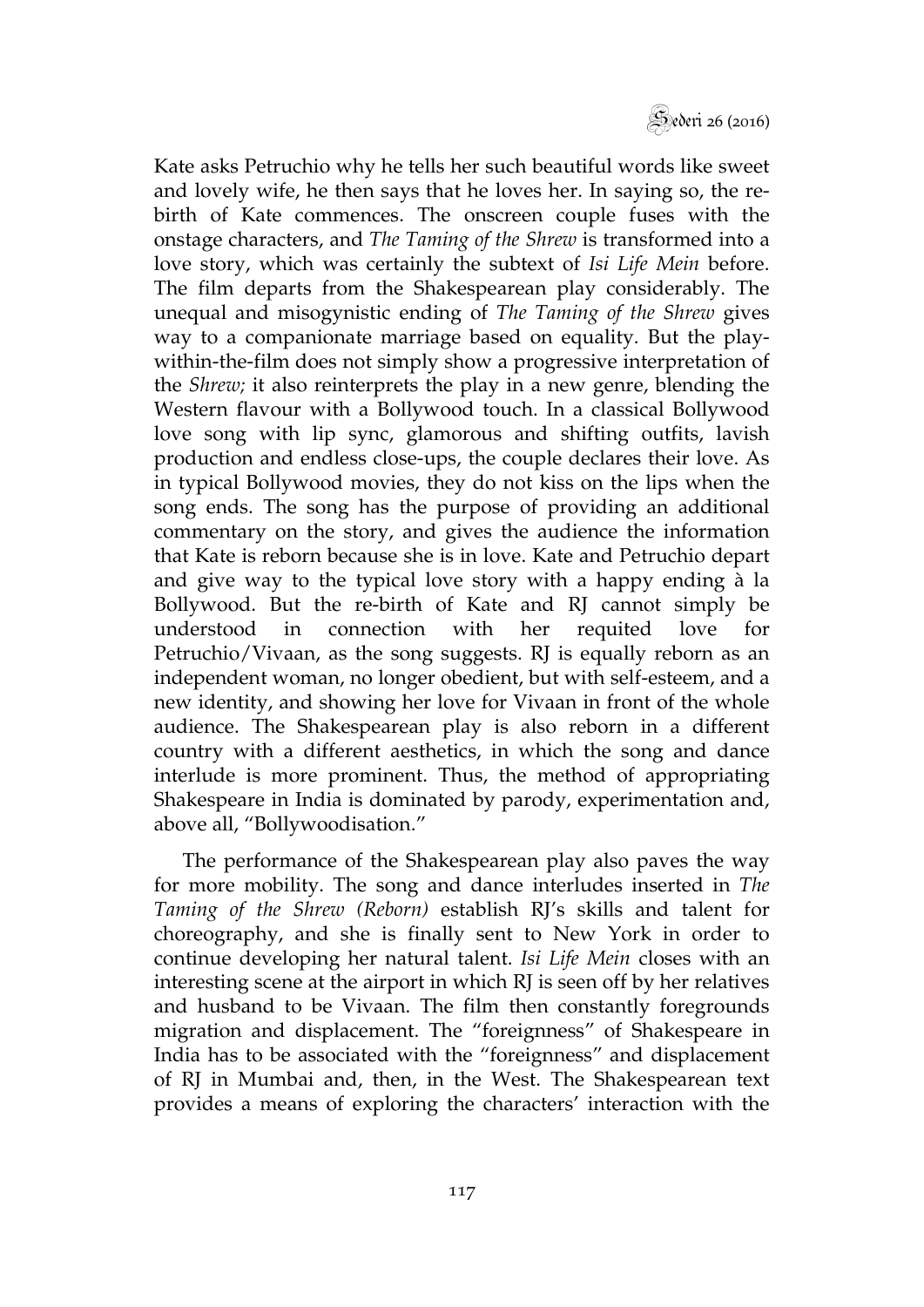Kate asks Petruchio why he tells her such beautiful words like sweet and lovely wife, he then says that he loves her. In saying so, the re-birth of Kate commences. The onscreen couple fuses with the onstage characters, and *The Taming of the Shrew* is transformed into a love story, which was certainly the subtext of *Isi Life Mein* before. The film departs from the Shakespearean play considerably. The unequal and misogynistic ending of *The Taming of the Shrew* gives way to a companionate marriage based on equality. But the play-within-the-film does not simply show a progressive interpretation of the *Shrew;* it also reinterprets the play in a new genre, blending the Western flavour with a Bollywood touch. In a classical Bollywood love song with lip sync, glamorous and shifting outfits, lavish production and endless close-ups, the couple declares their love. As in typical Bollywood movies, they do not kiss on the lips when the song ends. The song has the purpose of providing an additional commentary on the story, and gives the audience the information that Kate is reborn because she is in love. Kate and Petruchio depart and give way to the typical love story with a happy ending à la Bollywood. But the re-birth of Kate and RJ cannot simply be understood in connection with her requited love for Petruchio/Vivaan, as the song suggests. RJ is equally reborn as an independent woman, no longer obedient, but with self-esteem, and a new identity, and showing her love for Vivaan in front of the whole audience. The Shakespearean play is also reborn in a different country with a different aesthetics, in which the song and dance interlude is more prominent. Thus, the method of appropriating Shakespeare in India is dominated by parody, experimentation and, above all, "Bollywoodisation."

The performance of the Shakespearean play also paves the way for more mobility. The song and dance interludes inserted in *The Taming of the Shrew (Reborn)* establish RJ's skills and talent for choreography, and she is finally sent to New York in order to continue developing her natural talent. *Isi Life Mein* closes with an interesting scene at the airport in which RJ is seen off by her relatives and husband to be Vivaan. The film then constantly foregrounds migration and displacement. The "foreignness" of Shakespeare in India has to be associated with the "foreignness" and displacement of RJ in Mumbai and, then, in the West. The Shakespearean text provides a means of exploring the characters' interaction with the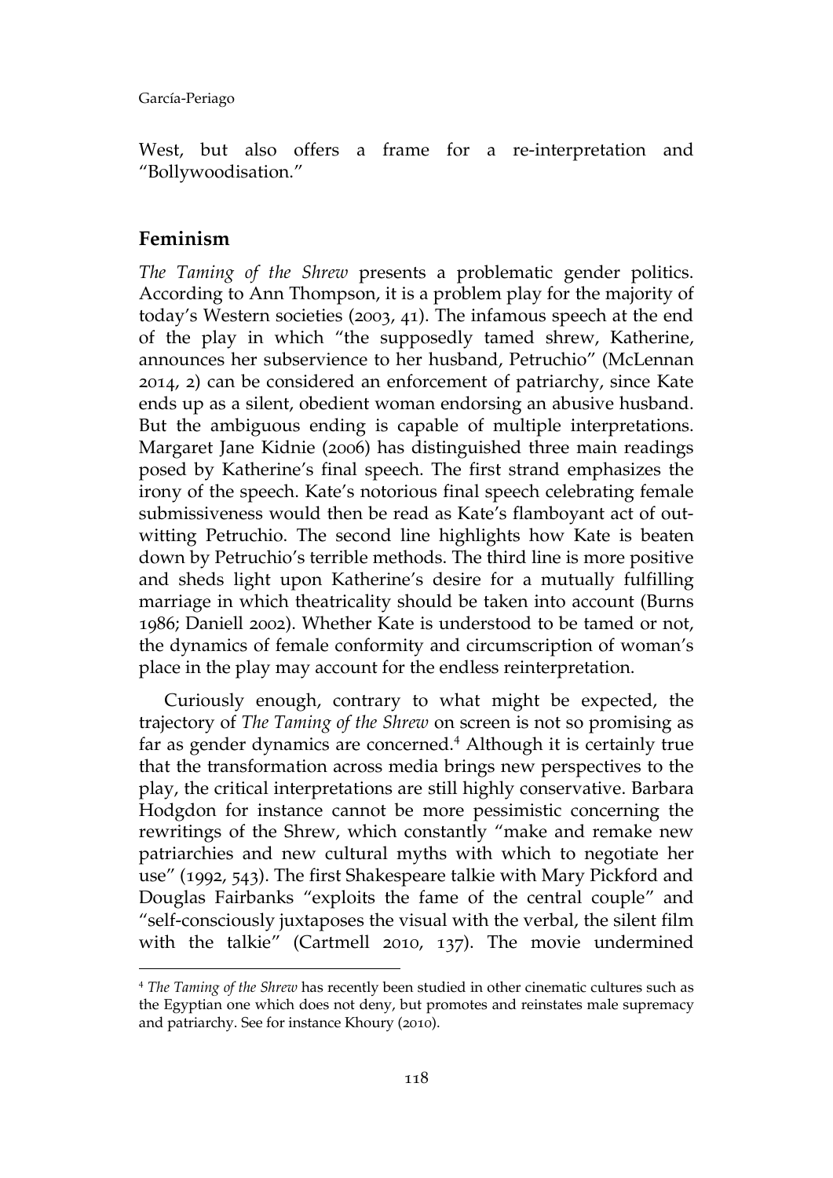West, but also offers a frame for a re-interpretation and "Bollywoodisation."

## Feminism

*The Taming of the Shrew* presents a problematic gender politics. According to Ann Thompson, it is a problem play for the majority of today's Western societies (2003, 41). The infamous speech at the end of the play in which "the supposedly tamed shrew, Katherine, announces her subservience to her husband, Petruchio" (McLennan 2014, 2) can be considered an enforcement of patriarchy, since Kate ends up as a silent, obedient woman endorsing an abusive husband. But the ambiguous ending is capable of multiple interpretations. Margaret Jane Kidnie (2006) has distinguished three main readings posed by Katherine's final speech. The first strand emphasizes the irony of the speech. Kate's notorious final speech celebrating female submissiveness would then be read as Kate's flamboyant act of out-witting Petruchio. The second line highlights how Kate is beaten down by Petruchio's terrible methods. The third line is more positive and sheds light upon Katherine's desire for a mutually fulfilling marriage in which theatricality should be taken into account (Burns 1986; Daniell 2002). Whether Kate is understood to be tamed or not, the dynamics of female conformity and circumscription of woman's place in the play may account for the endless reinterpretation.

Curiously enough, contrary to what might be expected, the trajectory of *The Taming of the Shrew* on screen is not so promising as far as gender dynamics are concerned.[4] Although it is certainly true that the transformation across media brings new perspectives to the play, the critical interpretations are still highly conservative. Barbara Hodgdon for instance cannot be more pessimistic concerning the rewritings of the Shrew, which constantly "make and remake new patriarchies and new cultural myths with which to negotiate her use" (1992, 543). The first Shakespeare talkie with Mary Pickford and Douglas Fairbanks "exploits the fame of the central couple" and "self-consciously juxtaposes the visual with the verbal, the silent film with the talkie" (Cartmell 2010, 137). The movie undermined

[4] *The Taming of the Shrew* has recently been studied in other cinematic cultures such as the Egyptian one which does not deny, but promotes and reinstates male supremacy and patriarchy. See for instance Khoury (2010).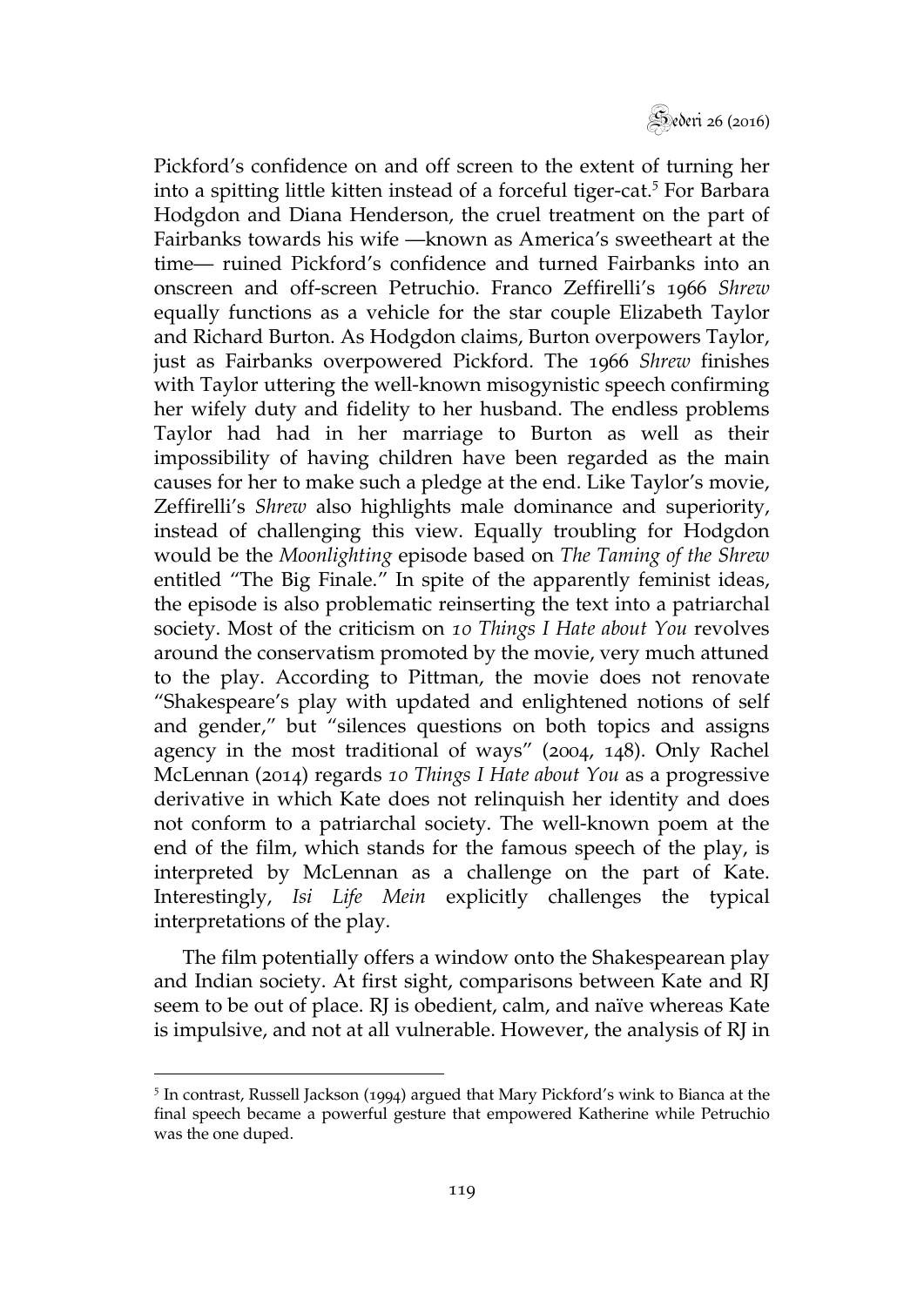Pickford's confidence on and off screen to the extent of turning her into a spitting little kitten instead of a forceful tiger-cat.[5] For Barbara Hodgdon and Diana Henderson, the cruel treatment on the part of Fairbanks towards his wife —known as America's sweetheart at the time— ruined Pickford's confidence and turned Fairbanks into an onscreen and off-screen Petruchio. Franco Zeffirelli's 1966 *Shrew* equally functions as a vehicle for the star couple Elizabeth Taylor and Richard Burton. As Hodgdon claims, Burton overpowers Taylor, just as Fairbanks overpowered Pickford. The 1966 *Shrew* finishes with Taylor uttering the well-known misogynistic speech confirming her wifely duty and fidelity to her husband. The endless problems Taylor had had in her marriage to Burton as well as their impossibility of having children have been regarded as the main causes for her to make such a pledge at the end. Like Taylor's movie, Zeffirelli's *Shrew* also highlights male dominance and superiority, instead of challenging this view. Equally troubling for Hodgdon would be the *Moonlighting* episode based on *The Taming of the Shrew* entitled "The Big Finale." In spite of the apparently feminist ideas, the episode is also problematic reinserting the text into a patriarchal society. Most of the criticism on *10 Things I Hate about You* revolves around the conservatism promoted by the movie, very much attuned to the play. According to Pittman, the movie does not renovate "Shakespeare's play with updated and enlightened notions of self and gender," but "silences questions on both topics and assigns agency in the most traditional of ways" (2004, 148). Only Rachel McLennan (2014) regards *10 Things I Hate about You* as a progressive derivative in which Kate does not relinquish her identity and does not conform to a patriarchal society. The well-known poem at the end of the film, which stands for the famous speech of the play, is interpreted by McLennan as a challenge on the part of Kate. Interestingly, *Isi Life Mein* explicitly challenges the typical interpretations of the play.

The film potentially offers a window onto the Shakespearean play and Indian society. At first sight, comparisons between Kate and RJ seem to be out of place. RJ is obedient, calm, and naïve whereas Kate is impulsive, and not at all vulnerable. However, the analysis of RJ in

---

[5] In contrast, Russell Jackson (1994) argued that Mary Pickford's wink to Bianca at the final speech became a powerful gesture that empowered Katherine while Petruchio was the one duped.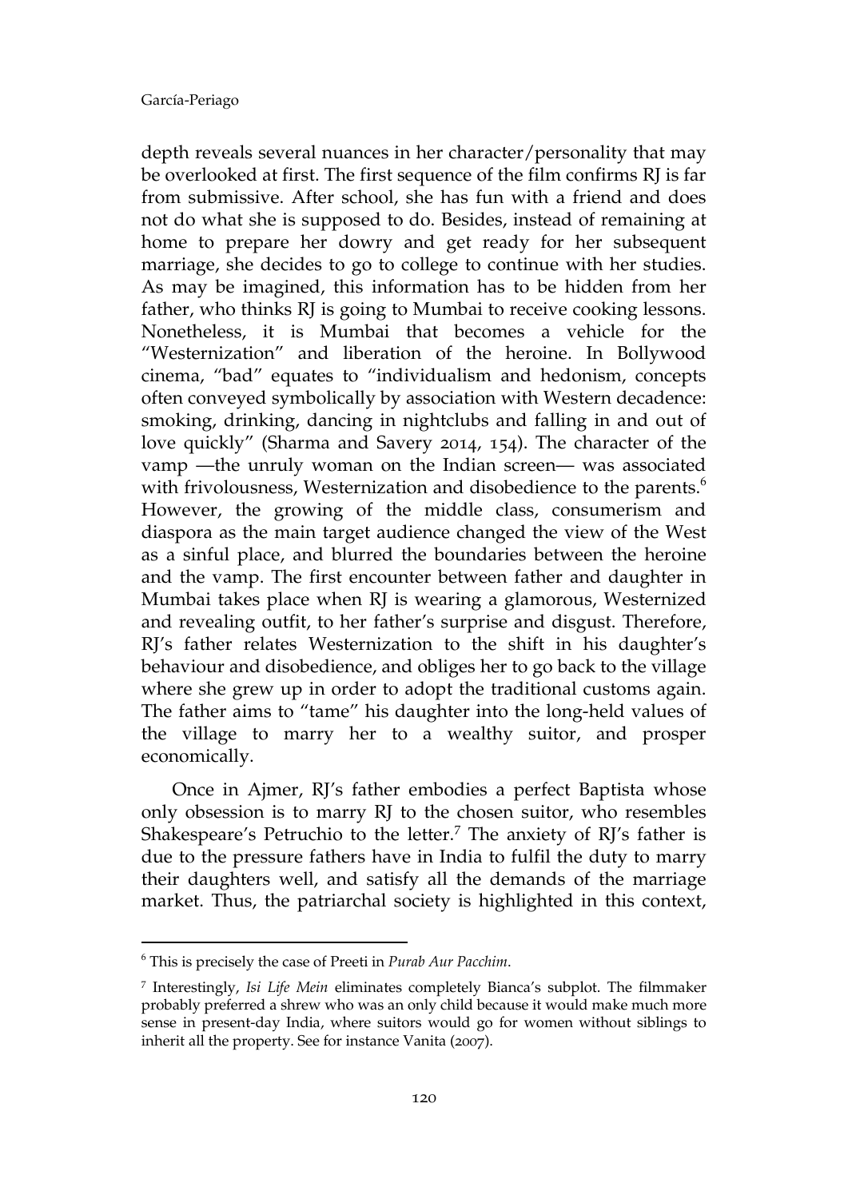depth reveals several nuances in her character/personality that may be overlooked at first. The first sequence of the film confirms RJ is far from submissive. After school, she has fun with a friend and does not do what she is supposed to do. Besides, instead of remaining at home to prepare her dowry and get ready for her subsequent marriage, she decides to go to college to continue with her studies. As may be imagined, this information has to be hidden from her father, who thinks RJ is going to Mumbai to receive cooking lessons. Nonetheless, it is Mumbai that becomes a vehicle for the "Westernization" and liberation of the heroine. In Bollywood cinema, "bad" equates to "individualism and hedonism, concepts often conveyed symbolically by association with Western decadence: smoking, drinking, dancing in nightclubs and falling in and out of love quickly" (Sharma and Savery 2014, 154). The character of the vamp —the unruly woman on the Indian screen— was associated with frivolousness, Westernization and disobedience to the parents.[6] However, the growing of the middle class, consumerism and diaspora as the main target audience changed the view of the West as a sinful place, and blurred the boundaries between the heroine and the vamp. The first encounter between father and daughter in Mumbai takes place when RJ is wearing a glamorous, Westernized and revealing outfit, to her father's surprise and disgust. Therefore, RJ's father relates Westernization to the shift in his daughter's behaviour and disobedience, and obliges her to go back to the village where she grew up in order to adopt the traditional customs again. The father aims to "tame" his daughter into the long-held values of the village to marry her to a wealthy suitor, and prosper economically.

Once in Ajmer, RJ's father embodies a perfect Baptista whose only obsession is to marry RJ to the chosen suitor, who resembles Shakespeare's Petruchio to the letter.[7] The anxiety of RJ's father is due to the pressure fathers have in India to fulfil the duty to marry their daughters well, and satisfy all the demands of the marriage market. Thus, the patriarchal society is highlighted in this context,

---

[6] This is precisely the case of Preeti in *Purab Aur Pacchim*.

[7] Interestingly, *Isi Life Mein* eliminates completely Bianca's subplot. The filmmaker probably preferred a shrew who was an only child because it would make much more sense in present-day India, where suitors would go for women without siblings to inherit all the property. See for instance Vanita (2007).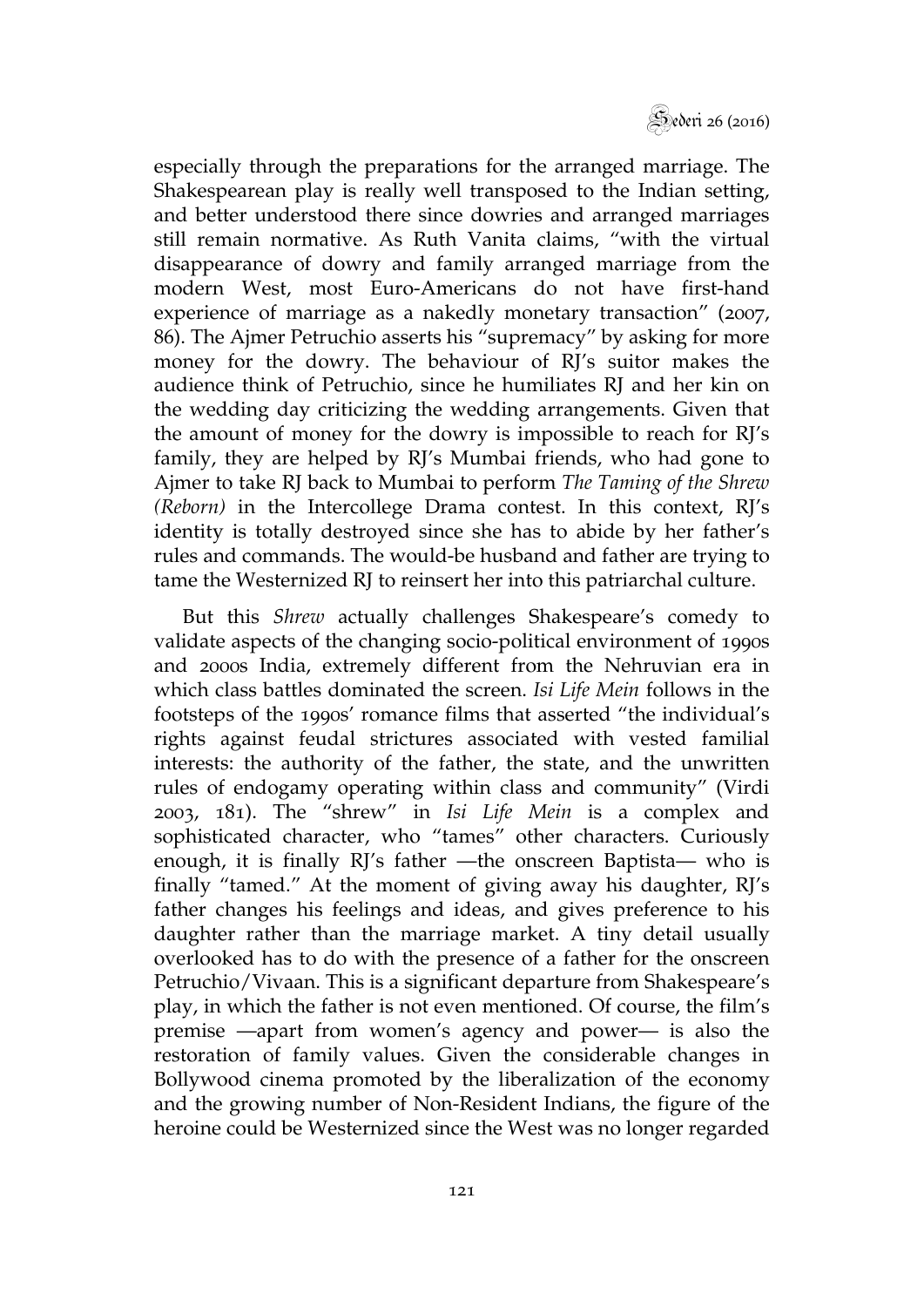especially through the preparations for the arranged marriage. The Shakespearean play is really well transposed to the Indian setting, and better understood there since dowries and arranged marriages still remain normative. As Ruth Vanita claims, "with the virtual disappearance of dowry and family arranged marriage from the modern West, most Euro-Americans do not have first-hand experience of marriage as a nakedly monetary transaction" (2007, 86). The Ajmer Petruchio asserts his "supremacy" by asking for more money for the dowry. The behaviour of RJ's suitor makes the audience think of Petruchio, since he humiliates RJ and her kin on the wedding day criticizing the wedding arrangements. Given that the amount of money for the dowry is impossible to reach for RJ's family, they are helped by RJ's Mumbai friends, who had gone to Ajmer to take RJ back to Mumbai to perform *The Taming of the Shrew (Reborn)* in the Intercollege Drama contest. In this context, RJ's identity is totally destroyed since she has to abide by her father's rules and commands. The would-be husband and father are trying to tame the Westernized RJ to reinsert her into this patriarchal culture.

But this *Shrew* actually challenges Shakespeare's comedy to validate aspects of the changing socio-political environment of 1990s and 2000s India, extremely different from the Nehruvian era in which class battles dominated the screen. *Isi Life Mein* follows in the footsteps of the 1990s' romance films that asserted "the individual's rights against feudal strictures associated with vested familial interests: the authority of the father, the state, and the unwritten rules of endogamy operating within class and community" (Virdi 2003, 181). The "shrew" in *Isi Life Mein* is a complex and sophisticated character, who "tames" other characters. Curiously enough, it is finally RJ's father —the onscreen Baptista— who is finally "tamed." At the moment of giving away his daughter, RJ's father changes his feelings and ideas, and gives preference to his daughter rather than the marriage market. A tiny detail usually overlooked has to do with the presence of a father for the onscreen Petruchio/Vivaan. This is a significant departure from Shakespeare's play, in which the father is not even mentioned. Of course, the film's premise —apart from women's agency and power— is also the restoration of family values. Given the considerable changes in Bollywood cinema promoted by the liberalization of the economy and the growing number of Non-Resident Indians, the figure of the heroine could be Westernized since the West was no longer regarded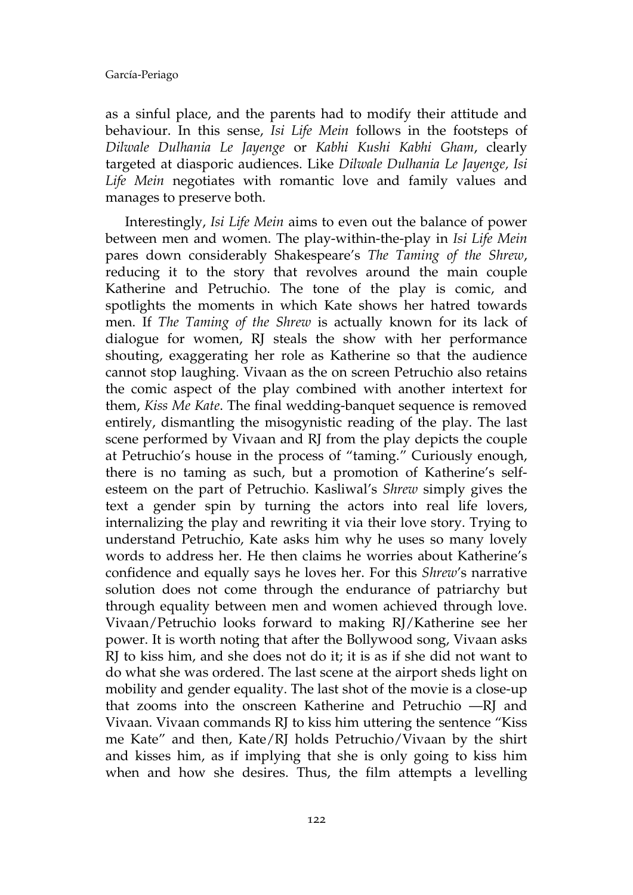as a sinful place, and the parents had to modify their attitude and behaviour. In this sense, *Isi Life Mein* follows in the footsteps of *Dilwale Dulhania Le Jayenge* or *Kabhi Kushi Kabhi Gham*, clearly targeted at diasporic audiences. Like *Dilwale Dulhania Le Jayenge, Isi Life Mein* negotiates with romantic love and family values and manages to preserve both.

Interestingly, *Isi Life Mein* aims to even out the balance of power between men and women. The play-within-the-play in *Isi Life Mein* pares down considerably Shakespeare's *The Taming of the Shrew*, reducing it to the story that revolves around the main couple Katherine and Petruchio. The tone of the play is comic, and spotlights the moments in which Kate shows her hatred towards men. If *The Taming of the Shrew* is actually known for its lack of dialogue for women, RJ steals the show with her performance shouting, exaggerating her role as Katherine so that the audience cannot stop laughing. Vivaan as the on screen Petruchio also retains the comic aspect of the play combined with another intertext for them, *Kiss Me Kate*. The final wedding-banquet sequence is removed entirely, dismantling the misogynistic reading of the play. The last scene performed by Vivaan and RJ from the play depicts the couple at Petruchio's house in the process of "taming." Curiously enough, there is no taming as such, but a promotion of Katherine's self-esteem on the part of Petruchio. Kasliwal's *Shrew* simply gives the text a gender spin by turning the actors into real life lovers, internalizing the play and rewriting it via their love story. Trying to understand Petruchio, Kate asks him why he uses so many lovely words to address her. He then claims he worries about Katherine's confidence and equally says he loves her. For this *Shrew*'s narrative solution does not come through the endurance of patriarchy but through equality between men and women achieved through love. Vivaan/Petruchio looks forward to making RJ/Katherine see her power. It is worth noting that after the Bollywood song, Vivaan asks RJ to kiss him, and she does not do it; it is as if she did not want to do what she was ordered. The last scene at the airport sheds light on mobility and gender equality. The last shot of the movie is a close-up that zooms into the onscreen Katherine and Petruchio —RJ and Vivaan. Vivaan commands RJ to kiss him uttering the sentence "Kiss me Kate" and then, Kate/RJ holds Petruchio/Vivaan by the shirt and kisses him, as if implying that she is only going to kiss him when and how she desires. Thus, the film attempts a levelling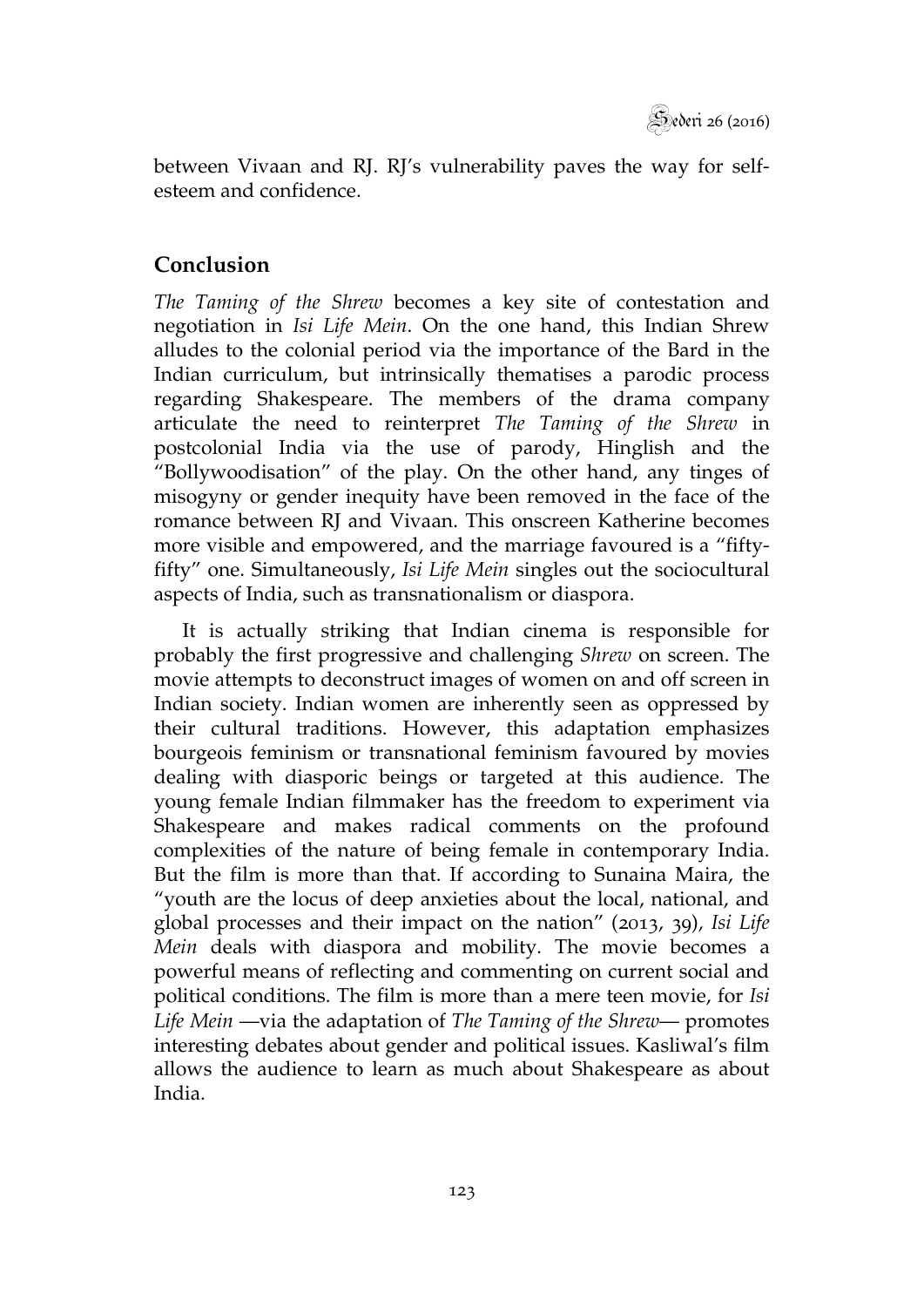between Vivaan and RJ. RJ's vulnerability paves the way for self-esteem and confidence.

## Conclusion

*The Taming of the Shrew* becomes a key site of contestation and negotiation in *Isi Life Mein*. On the one hand, this Indian Shrew alludes to the colonial period via the importance of the Bard in the Indian curriculum, but intrinsically thematises a parodic process regarding Shakespeare. The members of the drama company articulate the need to reinterpret *The Taming of the Shrew* in postcolonial India via the use of parody, Hinglish and the "Bollywoodisation" of the play. On the other hand, any tinges of misogyny or gender inequity have been removed in the face of the romance between RJ and Vivaan. This onscreen Katherine becomes more visible and empowered, and the marriage favoured is a "fifty-fifty" one. Simultaneously, *Isi Life Mein* singles out the sociocultural aspects of India, such as transnationalism or diaspora.

It is actually striking that Indian cinema is responsible for probably the first progressive and challenging *Shrew* on screen. The movie attempts to deconstruct images of women on and off screen in Indian society. Indian women are inherently seen as oppressed by their cultural traditions. However, this adaptation emphasizes bourgeois feminism or transnational feminism favoured by movies dealing with diasporic beings or targeted at this audience. The young female Indian filmmaker has the freedom to experiment via Shakespeare and makes radical comments on the profound complexities of the nature of being female in contemporary India. But the film is more than that. If according to Sunaina Maira, the "youth are the locus of deep anxieties about the local, national, and global processes and their impact on the nation" (2013, 39), *Isi Life Mein* deals with diaspora and mobility. The movie becomes a powerful means of reflecting and commenting on current social and political conditions. The film is more than a mere teen movie, for *Isi Life Mein* —via the adaptation of *The Taming of the Shrew*— promotes interesting debates about gender and political issues. Kasliwal's film allows the audience to learn as much about Shakespeare as about India.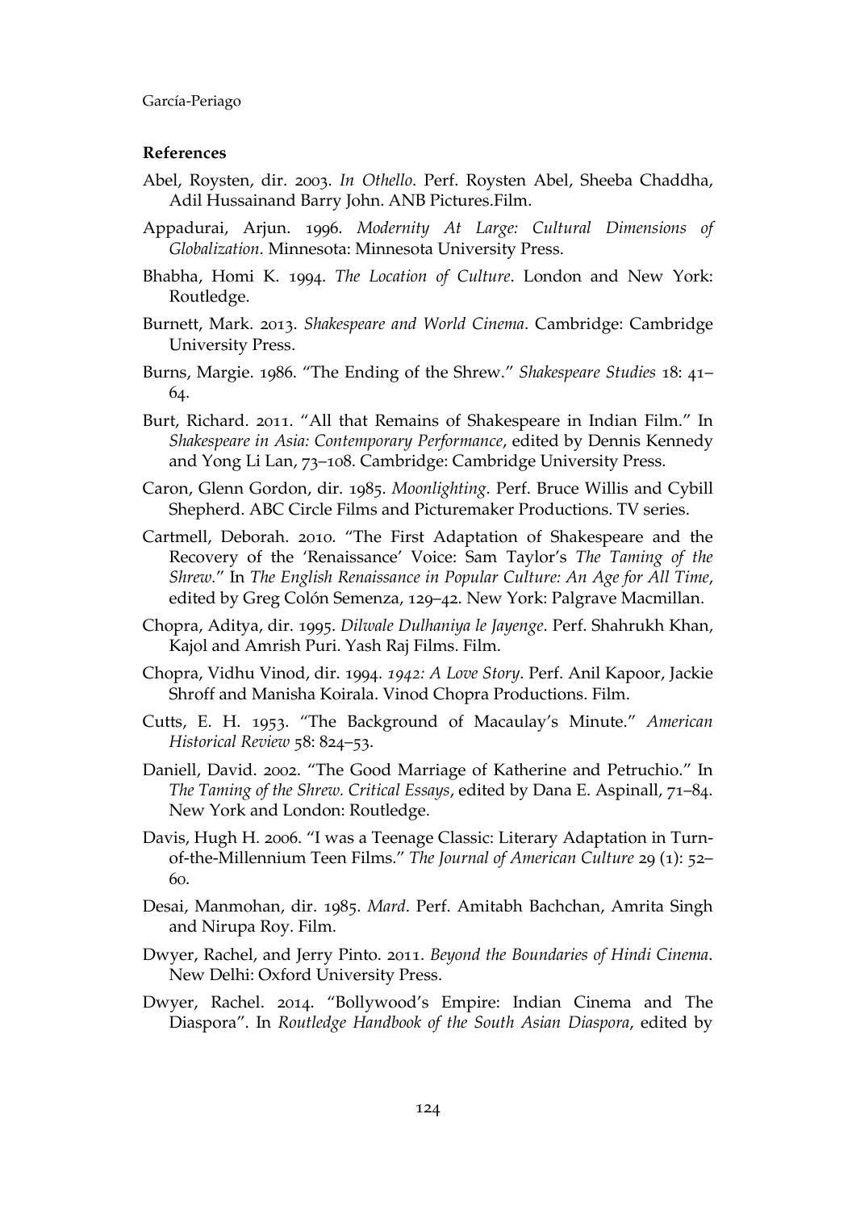**References**

Abel, Roysten, dir. 2003. *In Othello*. Perf. Roysten Abel, Sheeba Chaddha, Adil Hussainand Barry John. ANB Pictures.Film.

Appadurai, Arjun. 1996. *Modernity At Large: Cultural Dimensions of Globalization.* Minnesota: Minnesota University Press.

Bhabha, Homi K. 1994. *The Location of Culture*. London and New York: Routledge.

Burnett, Mark. 2013. *Shakespeare and World Cinema*. Cambridge: Cambridge University Press.

Burns, Margie. 1986. "The Ending of the Shrew." *Shakespeare Studies* 18: 41–64.

Burt, Richard. 2011. "All that Remains of Shakespeare in Indian Film." In *Shakespeare in Asia: Contemporary Performance*, edited by Dennis Kennedy and Yong Li Lan, 73–108. Cambridge: Cambridge University Press.

Caron, Glenn Gordon, dir. 1985. *Moonlighting*. Perf. Bruce Willis and Cybill Shepherd. ABC Circle Films and Picturemaker Productions. TV series.

Cartmell, Deborah. 2010. "The First Adaptation of Shakespeare and the Recovery of the 'Renaissance' Voice: Sam Taylor's *The Taming of the Shrew*." In *The English Renaissance in Popular Culture: An Age for All Time*, edited by Greg Colón Semenza, 129–42. New York: Palgrave Macmillan.

Chopra, Aditya, dir. 1995. *Dilwale Dulhaniya le Jayenge*. Perf. Shahrukh Khan, Kajol and Amrish Puri. Yash Raj Films. Film.

Chopra, Vidhu Vinod, dir. 1994. *1942: A Love Story*. Perf. Anil Kapoor, Jackie Shroff and Manisha Koirala. Vinod Chopra Productions. Film.

Cutts, E. H. 1953. "The Background of Macaulay's Minute." *American Historical Review* 58: 824–53.

Daniell, David. 2002. "The Good Marriage of Katherine and Petruchio." In *The Taming of the Shrew. Critical Essays*, edited by Dana E. Aspinall, 71–84. New York and London: Routledge.

Davis, Hugh H. 2006. "I was a Teenage Classic: Literary Adaptation in Turn-of-the-Millennium Teen Films." *The Journal of American Culture* 29 (1): 52–60.

Desai, Manmohan, dir. 1985. *Mard*. Perf. Amitabh Bachchan, Amrita Singh and Nirupa Roy. Film.

Dwyer, Rachel, and Jerry Pinto. 2011. *Beyond the Boundaries of Hindi Cinema*. New Delhi: Oxford University Press.

Dwyer, Rachel. 2014. "Bollywood's Empire: Indian Cinema and The Diaspora". In *Routledge Handbook of the South Asian Diaspora*, edited by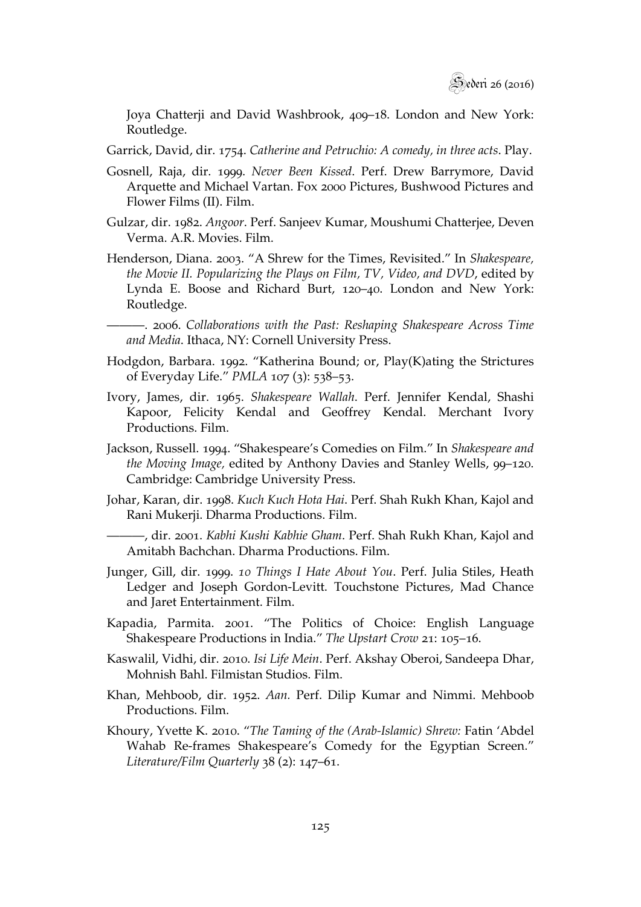Joya Chatterji and David Washbrook, 409–18. London and New York: Routledge.

Garrick, David, dir. 1754. *Catherine and Petruchio: A comedy, in three acts*. Play.

Gosnell, Raja, dir. 1999. *Never Been Kissed*. Perf. Drew Barrymore, David Arquette and Michael Vartan. Fox 2000 Pictures, Bushwood Pictures and Flower Films (II). Film.

Gulzar, dir. 1982. *Angoor*. Perf. Sanjeev Kumar, Moushumi Chatterjee, Deven Verma. A.R. Movies. Film.

Henderson, Diana. 2003. "A Shrew for the Times, Revisited." In *Shakespeare, the Movie II. Popularizing the Plays on Film, TV, Video, and DVD*, edited by Lynda E. Boose and Richard Burt, 120–40. London and New York: Routledge.

———. 2006. *Collaborations with the Past: Reshaping Shakespeare Across Time and Media*. Ithaca, NY: Cornell University Press.

Hodgdon, Barbara. 1992. "Katherina Bound; or, Play(K)ating the Strictures of Everyday Life." *PMLA* 107 (3): 538–53.

Ivory, James, dir. 1965. *Shakespeare Wallah*. Perf. Jennifer Kendal, Shashi Kapoor, Felicity Kendal and Geoffrey Kendal. Merchant Ivory Productions. Film.

Jackson, Russell. 1994. "Shakespeare's Comedies on Film." In *Shakespeare and the Moving Image,* edited by Anthony Davies and Stanley Wells, 99–120. Cambridge: Cambridge University Press.

Johar, Karan, dir. 1998. *Kuch Kuch Hota Hai*. Perf. Shah Rukh Khan, Kajol and Rani Mukerji. Dharma Productions. Film.

———, dir. 2001. *Kabhi Kushi Kabhie Gham*. Perf. Shah Rukh Khan, Kajol and Amitabh Bachchan. Dharma Productions. Film.

Junger, Gill, dir. 1999. *10 Things I Hate About You*. Perf. Julia Stiles, Heath Ledger and Joseph Gordon-Levitt. Touchstone Pictures, Mad Chance and Jaret Entertainment. Film.

Kapadia, Parmita. 2001. "The Politics of Choice: English Language Shakespeare Productions in India." *The Upstart Crow* 21: 105–16.

Kaswalil, Vidhi, dir. 2010. *Isi Life Mein*. Perf. Akshay Oberoi, Sandeepa Dhar, Mohnish Bahl. Filmistan Studios. Film.

Khan, Mehboob, dir. 1952. *Aan.* Perf. Dilip Kumar and Nimmi. Mehboob Productions. Film.

Khoury, Yvette K. 2010. "*The Taming of the (Arab-Islamic) Shrew:* Fatin 'Abdel Wahab Re-frames Shakespeare's Comedy for the Egyptian Screen." *Literature/Film Quarterly* 38 (2): 147–61.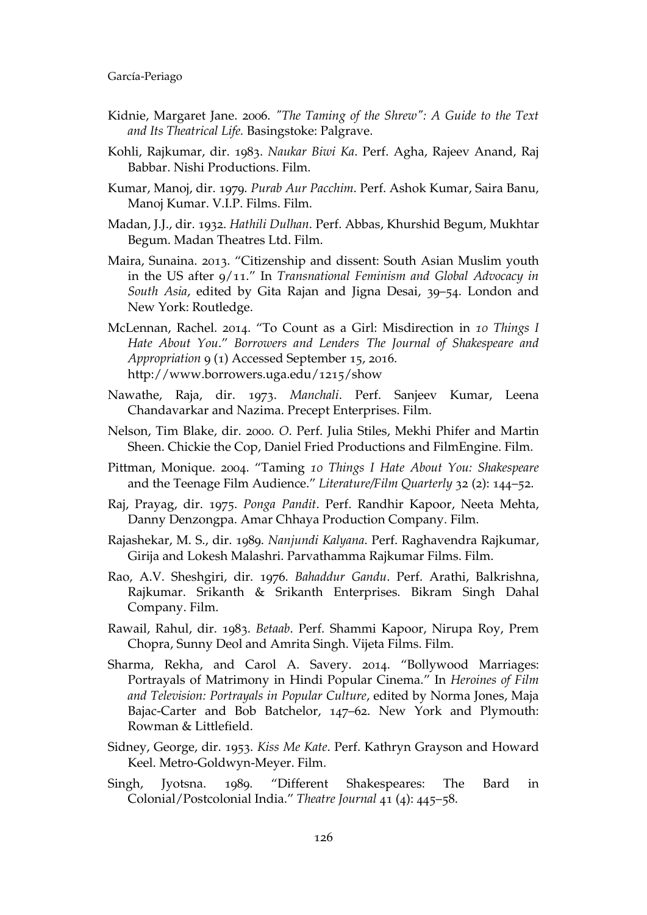Kidnie, Margaret Jane. 2006. *"The Taming of the Shrew": A Guide to the Text and Its Theatrical Life.* Basingstoke: Palgrave.

Kohli, Rajkumar, dir. 1983. *Naukar Biwi Ka*. Perf. Agha, Rajeev Anand, Raj Babbar. Nishi Productions. Film.

Kumar, Manoj, dir. 1979. *Purab Aur Pacchim*. Perf. Ashok Kumar, Saira Banu, Manoj Kumar. V.I.P. Films. Film.

Madan, J.J., dir. 1932. *Hathili Dulhan*. Perf. Abbas, Khurshid Begum, Mukhtar Begum. Madan Theatres Ltd. Film.

Maira, Sunaina. 2013. "Citizenship and dissent: South Asian Muslim youth in the US after 9/11." In *Transnational Feminism and Global Advocacy in South Asia*, edited by Gita Rajan and Jigna Desai, 39–54. London and New York: Routledge.

McLennan, Rachel. 2014. "To Count as a Girl: Misdirection in *10 Things I Hate About You*." *Borrowers and Lenders The Journal of Shakespeare and Appropriation* 9 (1) Accessed September 15, 2016. http://www.borrowers.uga.edu/1215/show

Nawathe, Raja, dir. 1973. *Manchali*. Perf. Sanjeev Kumar, Leena Chandavarkar and Nazima. Precept Enterprises. Film.

Nelson, Tim Blake, dir. 2000. *O*. Perf. Julia Stiles, Mekhi Phifer and Martin Sheen. Chickie the Cop, Daniel Fried Productions and FilmEngine. Film.

Pittman, Monique. 2004. "Taming *10 Things I Hate About You: Shakespeare* and the Teenage Film Audience." *Literature/Film Quarterly* 32 (2): 144–52.

Raj, Prayag, dir. 1975. *Ponga Pandit*. Perf. Randhir Kapoor, Neeta Mehta, Danny Denzongpa. Amar Chhaya Production Company. Film.

Rajashekar, M. S., dir. 1989. *Nanjundi Kalyana*. Perf. Raghavendra Rajkumar, Girija and Lokesh Malashri. Parvathamma Rajkumar Films. Film.

Rao, A.V. Sheshgiri, dir. 1976. *Bahaddur Gandu*. Perf. Arathi, Balkrishna, Rajkumar. Srikanth & Srikanth Enterprises. Bikram Singh Dahal Company. Film.

Rawail, Rahul, dir. 1983. *Betaab*. Perf. Shammi Kapoor, Nirupa Roy, Prem Chopra, Sunny Deol and Amrita Singh. Vijeta Films. Film.

Sharma, Rekha, and Carol A. Savery. 2014. "Bollywood Marriages: Portrayals of Matrimony in Hindi Popular Cinema." In *Heroines of Film and Television: Portrayals in Popular Culture*, edited by Norma Jones, Maja Bajac-Carter and Bob Batchelor, 147–62. New York and Plymouth: Rowman & Littlefield.

Sidney, George, dir. 1953. *Kiss Me Kate*. Perf. Kathryn Grayson and Howard Keel. Metro-Goldwyn-Meyer. Film.

Singh, Jyotsna. 1989. "Different Shakespeares: The Bard in Colonial/Postcolonial India." *Theatre Journal* 41 (4): 445–58.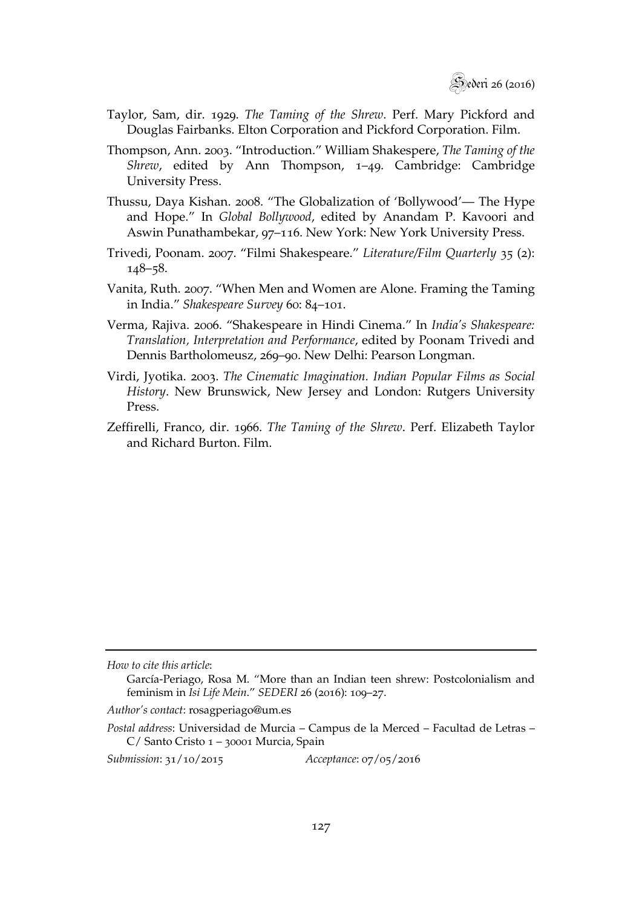Taylor, Sam, dir. 1929. *The Taming of the Shrew*. Perf. Mary Pickford and Douglas Fairbanks. Elton Corporation and Pickford Corporation. Film.

Thompson, Ann. 2003. "Introduction." William Shakespere, *The Taming of the Shrew*, edited by Ann Thompson, 1–49. Cambridge: Cambridge University Press.

Thussu, Daya Kishan. 2008. "The Globalization of 'Bollywood'— The Hype and Hope." In *Global Bollywood*, edited by Anandam P. Kavoori and Aswin Punathambekar, 97–116. New York: New York University Press.

Trivedi, Poonam. 2007. "Filmi Shakespeare." *Literature/Film Quarterly* 35 (2): 148–58.

Vanita, Ruth. 2007. "When Men and Women are Alone. Framing the Taming in India." *Shakespeare Survey* 60: 84–101.

Verma, Rajiva. 2006. "Shakespeare in Hindi Cinema." In *India's Shakespeare: Translation, Interpretation and Performance*, edited by Poonam Trivedi and Dennis Bartholomeusz, 269–90. New Delhi: Pearson Longman.

Virdi, Jyotika. 2003. *The Cinematic Imagination. Indian Popular Films as Social History*. New Brunswick, New Jersey and London: Rutgers University Press.

Zeffirelli, Franco, dir. 1966. *The Taming of the Shrew*. Perf. Elizabeth Taylor and Richard Burton. Film.

---

*How to cite this article*:

García-Periago, Rosa M. "More than an Indian teen shrew: Postcolonialism and feminism in *Isi Life Mein*." *SEDERI* 26 (2016): 109–27.

*Author's contact*: rosagperiago@um.es

*Postal address*: Universidad de Murcia – Campus de la Merced – Facultad de Letras – C/ Santo Cristo 1 – 30001 Murcia, Spain

*Submission*: 31/10/2015 *Acceptance*: 07/05/2016